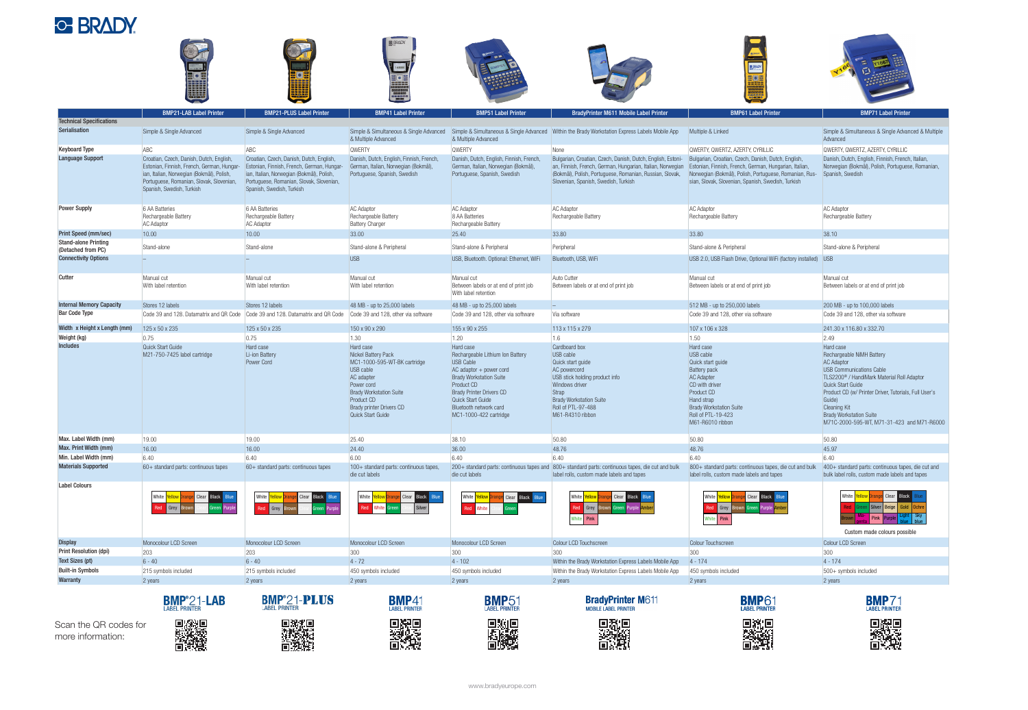# BRADY

| Technical Specifications | BMP21-LAB Label Printer | BMP21-PLUS Label Printer | BMP41 Label Printer | BMP51 Label Printer | BradyPrinter M611 Mobile Label Printer | BMP61 Label Printer | BMP71 Label Printer |
|---|---|---|---|---|---|---|---|
| Serialisation | Simple & Single Advanced | Simple & Single Advanced | Simple & Simultaneous & Single Advanced & Multiple Advanced | Simple & Simultaneous & Single Advanced & Multiple Advanced | Within the Brady Workstation Express Labels Mobile App | Multiple & Linked | Simple & Simultaneous & Single Advanced & Multiple Advanced |
| Keyboard Type | ABC | ABC | QWERTY | QWERTY | None | QWERTY, QWERTZ, AZERTY, CYRILLIC | QWERTY, QWERTZ, AZERTY, CYRILLIC |
| Language Support | Croatian, Czech, Danish, Dutch, English, Estonian, Finnish, French, German, Hungarian, Italian, Norwegian (Bokmål), Polish, Portuguese, Romanian, Slovak, Slovenian, Spanish, Swedish, Turkish | Croatian, Czech, Danish, Dutch, English, Estonian, Finnish, French, German, Hungarian, Italian, Norwegian (Bokmål), Polish, Portuguese, Romanian, Slovak, Slovenian, Spanish, Swedish, Turkish | Danish, Dutch, English, Finnish, French, German, Italian, Norwegian (Bokmål), Portuguese, Spanish, Swedish | Danish, Dutch, English, Finnish, French, German, Italian, Norwegian (Bokmål), Portuguese, Spanish, Swedish | Bulgarian, Croatian, Czech, Danish, Dutch, English, Estonian, Finnish, French, German, Hungarian, Italian, Norwegian (Bokmål), Polish, Portuguese, Romanian, Russian, Slovak, Slovenian, Spanish, Swedish, Turkish | Bulgarian, Croatian, Czech, Danish, Dutch, English, Estonian, Finnish, French, German, Hungarian, Italian, Norwegian (Bokmål), Polish, Portuguese, Romanian, Russian, Slovak, Slovenian, Spanish, Swedish, Turkish | Danish, Dutch, English, Finnish, French, Italian, Norwegian (Bokmål), Polish, Portuguese, Romanian, Spanish, Swedish |
| Power Supply | 6 AA Batteries<br>Rechargeable Battery<br>AC Adaptor | 6 AA Batteries<br>Rechargeable Battery<br>AC Adaptor | AC Adaptor<br>Rechargeable Battery<br>Battery Charger | AC Adaptor<br>8 AA Batteries<br>Rechargeable Battery | AC Adaptor<br>Rechargeable Battery | AC Adaptor<br>Rechargeable Battery | AC Adaptor<br>Rechargeable Battery |
| Print Speed (mm/sec) | 10.00 | 10.00 | 33.00 | 25.40 | 33.80 | 33.80 | 38.10 |
| Stand-alone Printing (Detached from PC) | Stand-alone | Stand-alone | Stand-alone & Peripheral | Stand-alone & Peripheral | Peripheral | Stand-alone & Peripheral | Stand-alone & Peripheral |
| Connectivity Options | – | – | USB | USB, Bluetooth. Optional: Ethernet, WiFi | Bluetooth, USB, WiFi | USB 2.0, USB Flash Drive, Optional WiFi (factory installed) | USB |
| Cutter | Manual cut<br>With label retention | Manual cut<br>With label retention | Manual cut<br>With label retention | Manual cut<br>Between labels or at end of print job<br>With label retention | Auto Cutter<br>Between labels or at end of print job | Manual cut<br>Between labels or at end of print job | Manual cut<br>Between labels or at end of print job |
| Internal Memory Capacity | Stores 12 labels | Stores 12 labels | 48 MB - up to 25,000 labels | 48 MB - up to 25,000 labels | – | 512 MB - up to 250,000 labels | 200 MB - up to 100,000 labels |
| Bar Code Type | Code 39 and 128. Datamatrix and QR Code | Code 39 and 128. Datamatrix and QR Code | Code 39 and 128, other via software | Code 39 and 128, other via software | Via software | Code 39 and 128, other via software | Code 39 and 128, other via software |
| Width x Height x Length (mm) | 125 x 50 x 235 | 125 x 50 x 235 | 150 x 90 x 290 | 155 x 90 x 255 | 113 x 115 x 279 | 107 x 106 x 328 | 241.30 x 116.80 x 332.70 |
| Weight (kg) | 0.75 | 0.75 | 1.30 | 1.20 | 1.6 | 1.50 | 2.49 |
| Includes | Quick Start Guide<br>M21-750-7425 label cartridge | Hard case<br>Li-ion Battery<br>Power Cord | Hard case<br>Nickel Battery Pack<br>MC1-1000-595-WT-BK cartridge<br>USB cable<br>AC adapter<br>Power cord<br>Brady Workstation Suite<br>Product CD<br>Brady printer Drivers CD<br>Quick Start Guide | Hard case<br>Rechargeable Lithium Ion Battery<br>USB Cable<br>AC adaptor + power cord<br>Brady Workstation Suite<br>Product CD<br>Brady Printer Drivers CD<br>Quick Start Guide<br>Bluetooth network card<br>MC1-1000-422 cartridge | Cardboard box<br>USB cable<br>Quick start guide<br>AC powercord<br>USB stick holding product info<br>Windows driver<br>Strap<br>Brady Workstation Suite<br>Roll of PTL-97-488<br>M61-R4310 ribbon | Hard case<br>USB cable<br>Quick start guide<br>Battery pack<br>AC Adapter<br>CD with driver<br>Product CD<br>Hand strap<br>Brady Workstation Suite<br>Roll of PTL-19-423<br>M61-R6010 ribbon | Hard case<br>Rechargeable NiMH Battery<br>AC Adaptor<br>USB Communications Cable<br>TLS2200® / HandiMark Material Roll Adaptor<br>Quick Start Guide<br>Product CD (w/ Printer Driver, Tutorials, Full User's Guide)<br>Cleaning Kit<br>Brady Workstation Suite<br>M71C-2000-595-WT, M71-31-423 and M71-R6000 |
| Max. Label Width (mm) | 19.00 | 19.00 | 25.40 | 38.10 | 50.80 | 50.80 | 50.80 |
| Max. Print Width (mm) | 16.00 | 16.00 | 24.40 | 36.00 | 48.76 | 48.76 | 45.97 |
| Min. Label Width (mm) | 6.40 | 6.40 | 6.00 | 6.40 | 6.40 | 6.40 | 6.40 |
| Materials Supported | 60+ standard parts: continuous tapes | 60+ standard parts: continuous tapes | 100+ standard parts: continuous tapes, die cut labels | 200+ standard parts: continuous tapes and die cut labels | 800+ standard parts: continuous tapes, die cut and bulk label rolls, custom made labels and tapes | 800+ standard parts: continuous tapes, die cut and bulk label rolls, custom made labels and tapes | 400+ standard parts: continuous tapes, die cut and bulk label rolls, custom made labels and tapes |
| Label Colours | White, Yellow, Orange, Clear, Black, Blue, Red, Grey, Brown, Green, Purple | White, Yellow, Orange, Clear, Black, Blue, Red, Grey, Brown, Green, Purple | White, Yellow, Orange, Clear, Black, Blue, Red, White, Green, Silver | White, Yellow, Orange, Clear, Black, Blue, Red, White, Green | White, Yellow, Orange, Clear, Black, Blue, Red, Grey, Brown, Green, Purple, Amber, White, Pink | White, Yellow, Orange, Clear, Black, Blue, Red, Grey, Brown, Green, Purple, Amber, White, Pink | White, Yellow, Orange, Clear, Black, Blue, Red, Green, Silver, Beige, Gold, Ochre, Brown, Magenta, Pink, Purple, Light blue, Sky blue<br>Custom made colours possible |
| Display | Monocolour LCD Screen | Monocolour LCD Screen | Monocolour LCD Screen | Monocolour LCD Screen | Colour LCD Touchscreen | Colour Touchscreen | Colour LCD Screen |
| Print Resolution (dpi) | 203 | 203 | 300 | 300 | 300 | 300 | 300 |
| Text Sizes (pt) | 6 - 40 | 6 - 40 | 4 - 72 | 4 - 102 | Within the Brady Workstation Express Labels Mobile App | 4 - 174 | 4 - 174 |
| Built-in Symbols | 215 symbols included | 215 symbols included | 450 symbols included | 450 symbols included | Within the Brady Workstation Express Labels Mobile App | 450 symbols included | 500+ symbols included |
| Warranty | 2 years | 2 years | 2 years | 2 years | 2 years | 2 years | 2 years |

Scan the QR codes for more information:

BMP®21-LAB LABEL PRINTER | BMP®21-PLUS LABEL PRINTER | BMP41 LABEL PRINTER | BMP51 LABEL PRINTER | BradyPrinter M611 MOBILE LABEL PRINTER | BMP61 LABEL PRINTER | BMP71 LABEL PRINTER

www.bradyeurope.com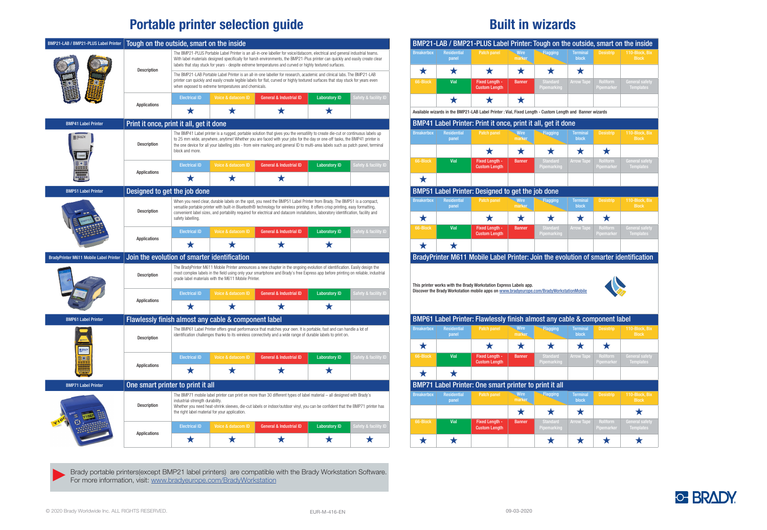# Portable printer selection guide

## BMP21-LAB / BMP21-PLUS Label Printer

### Tough on the outside, smart on the inside

**Description**

The BMP21-PLUS Portable Label Printer is an all-in-one labeller for voice/datacom, electrical and general industrial teams. With label materials designed specifically for harsh environments, the BMP21-Plus printer can quickly and easily create clear labels that stay stuck for years - despite extreme temperatures and curved or highly textured surfaces.

The BMP21-LAB Portable Label Printer is an all-in-one labeller for research, academic and clinical labs. The BMP21-LAB printer can quickly and easily create legible labels for flat, curved or highly textured surfaces that stay stuck for years even when exposed to extreme temperatures and chemicals.

**Applications**

| Electrical ID | Voice & datacom ID | General & Industrial ID | Laboratory ID | Safety & facility ID |
|---|---|---|---|---|
| ★ | ★ | ★ | ★ | |

## BMP41 Label Printer

### Print it once, print it all, get it done

**Description**

The BMP41 Label printer is a rugged, portable solution that gives you the versatility to create die-cut or continuous labels up to 25 mm wide, anywhere, anytime! Whether you are faced with your jobs for the day or one-off tasks, the BMP41 printer is the one device for all your labelling jobs - from wire marking and general ID to multi-area labels such as patch panel, terminal block and more.

**Applications**

| Electrical ID | Voice & datacom ID | General & Industrial ID | Laboratory ID | Safety & facility ID |
|---|---|---|---|---|
| ★ | ★ | ★ | | |

## BMP51 Label Printer

### Designed to get the job done

**Description**

When you need clear, durable labels on the spot, you need the BMP51 Label Printer from Brady. The BMP51 is a compact, versatile portable printer with built-in Bluetooth® technology for wireless printing. It offers crisp printing, easy formatting, convenient label sizes, and portability required for electrical and datacom installations, laboratory identification, facility and safety labelling.

**Applications**

| Electrical ID | Voice & datacom ID | General & Industrial ID | Laboratory ID | Safety & facility ID |
|---|---|---|---|---|
| ★ | ★ | ★ | ★ | |

## BradyPrinter M611 Mobile Label Printer

### Join the evolution of smarter identification

**Description**

The BradyPrinter M611 Mobile Printer announces a new chapter in the ongoing evolution of identification. Easily design the most complex labels in the field using only your smartphone and Brady's free Express app before printing on reliable, industrial grade label materials with the M611 Mobile Printer.

**Applications**

| Electrical ID | Voice & datacom ID | General & Industrial ID | Laboratory ID | Safety & facility ID |
|---|---|---|---|---|
| ★ | ★ | ★ | ★ | |

## BMP61 Label Printer

### Flawlessly finish almost any cable & component label

**Description**

The BMP61 Label Printer offers great performance that matches your own. It is portable, fast and can handle a lot of identification challenges thanks to its wireless connectivity and a wide range of durable labels to print on.

**Applications**

| Electrical ID | Voice & datacom ID | General & Industrial ID | Laboratory ID | Safety & facility ID |
|---|---|---|---|---|
| ★ | ★ | ★ | ★ | |

## BMP71 Label Printer

### One smart printer to print it all

**Description**

The BMP71 mobile label printer can print on more than 30 different types of label material – all designed with Brady's industrial-strength durability.

Whether you need heat-shrink sleeves, die-cut labels or indoor/outdoor vinyl, you can be confident that the BMP71 printer has the right label material for your application.

**Applications**

| Electrical ID | Voice & datacom ID | General & Industrial ID | Laboratory ID | Safety & facility ID |
|---|---|---|---|---|
| ★ | ★ | ★ | ★ | ★ |

Brady portable printers(except BMP21 label printers) are compatible with the Brady Workstation Software.
For more information, visit: www.bradyeurope.com/BradyWorkstation

# Built in wizards

## BMP21-LAB / BMP21-PLUS Label Printer: Tough on the outside, smart on the inside

| Breakerbox | Residential panel | Patch panel | Wire marker | Flagging | Terminal block | Desistrip | 110-Block, Bix Block |
|---|---|---|---|---|---|---|---|
| ★ | ★ | ★ | ★ | ★ | ★ | | |
| **66-Block** | **Vial** | **Fixed Length - Custom Length** | **Banner** | **Standard Pipemarking** | **Arrow Tape** | **Rollform Pipemarker** | **General safety Templates** |
| | ★ | ★ | ★ | | | | |

Available wizards in the BMP21-LAB Label Printer : Vial, Fixed Length - Custom Length and Banner wizards

## BMP41 Label Printer: Print it once, print it all, get it done

| Breakerbox | Residential panel | Patch panel | Wire marker | Flagging | Terminal block | Desistrip | 110-Block, Bix Block |
|---|---|---|---|---|---|---|---|
| | | ★ | ★ | ★ | ★ | ★ | |
| **66-Block** | **Vial** | **Fixed Length - Custom Length** | **Banner** | **Standard Pipemarking** | **Arrow Tape** | **Rollform Pipemarker** | **General safety Templates** |
| ★ | | | | | | | |

## BMP51 Label Printer: Designed to get the job done

| Breakerbox | Residential panel | Patch panel | Wire marker | Flagging | Terminal block | Desistrip | 110-Block, Bix Block |
|---|---|---|---|---|---|---|---|
| ★ | | ★ | ★ | ★ | ★ | ★ | |
| **66-Block** | **Vial** | **Fixed Length - Custom Length** | **Banner** | **Standard Pipemarking** | **Arrow Tape** | **Rollform Pipemarker** | **General safety Templates** |
| ★ | ★ | | | | | | |

## BradyPrinter M611 Mobile Label Printer: Join the evolution of smarter identification

This printer works with the Brady Workstation Express Labels app.
Discover the Brady Workstation mobile apps on www.bradyeurope.com/BradyWorkstationMobile

## BMP61 Label Printer: Flawlessly finish almost any cable & component label

| Breakerbox | Residential panel | Patch panel | Wire marker | Flagging | Terminal block | Desistrip | 110-Block, Bix Block |
|---|---|---|---|---|---|---|---|
| ★ | | ★ | ★ | ★ | ★ | ★ | |
| **66-Block** | **Vial** | **Fixed Length - Custom Length** | **Banner** | **Standard Pipemarking** | **Arrow Tape** | **Rollform Pipemarker** | **General safety Templates** |
| ★ | ★ | | | | | | |

## BMP71 Label Printer: One smart printer to print it all

| Breakerbox | Residential panel | Patch panel | Wire marker | Flagging | Terminal block | Desistrip | 110-Block, Bix Block |
|---|---|---|---|---|---|---|---|
| | | | ★ | ★ | ★ | | ★ |
| **66-Block** | **Vial** | **Fixed Length - Custom Length** | **Banner** | **Standard Pipemarking** | **Arrow Tape** | **Rollform Pipemarker** | **General safety Templates** |
| ★ | ★ | | | ★ | ★ | ★ | ★ |

© 2020 Brady Worldwide Inc. ALL RIGHTS RESERVED.

EUR-M-416-EN

09-03-2020